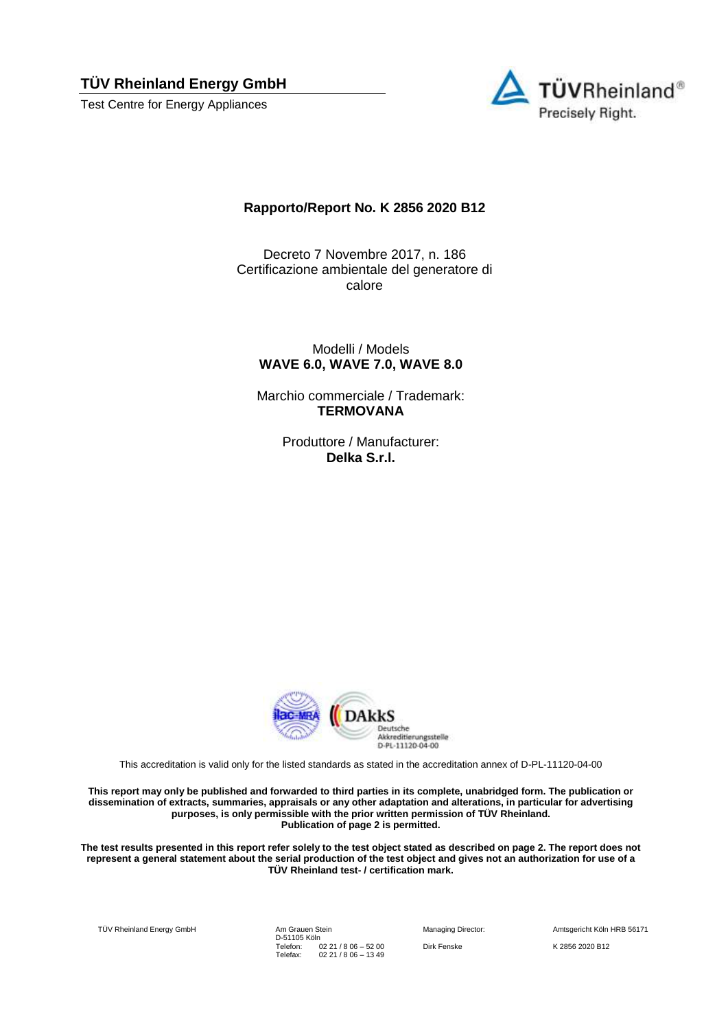**TÜV Rheinland Energy GmbH**

Test Centre for Energy Appliances

TÜVRheinland®
Precisely Right.

**Rapporto/Report No. K 2856 2020 B12**

Decreto 7 Novembre 2017, n. 186
Certificazione ambientale del generatore di calore

Modelli / Models
**WAVE 6.0, WAVE 7.0, WAVE 8.0**

Marchio commerciale / Trademark:
**TERMOVANA**

Produttore / Manufacturer:
**Delka S.r.l.**

DAkkS
Deutsche Akkreditierungsstelle
D-PL-11120-04-00

This accreditation is valid only for the listed standards as stated in the accreditation annex of D-PL-11120-04-00

**This report may only be published and forwarded to third parties in its complete, unabridged form. The publication or dissemination of extracts, summaries, appraisals or any other adaptation and alterations, in particular for advertising purposes, is only permissible with the prior written permission of TÜV Rheinland. Publication of page 2 is permitted.**

**The test results presented in this report refer solely to the test object stated as described on page 2. The report does not represent a general statement about the serial production of the test object and gives not an authorization for use of a TÜV Rheinland test- / certification mark.**

TÜV Rheinland Energy GmbH
Am Grauen Stein
D-51105 Köln
Telefon: 02 21 / 8 06 – 52 00
Telefax: 02 21 / 8 06 – 13 49

Managing Director: Dirk Fenske

Amtsgericht Köln HRB 56171

K 2856 2020 B12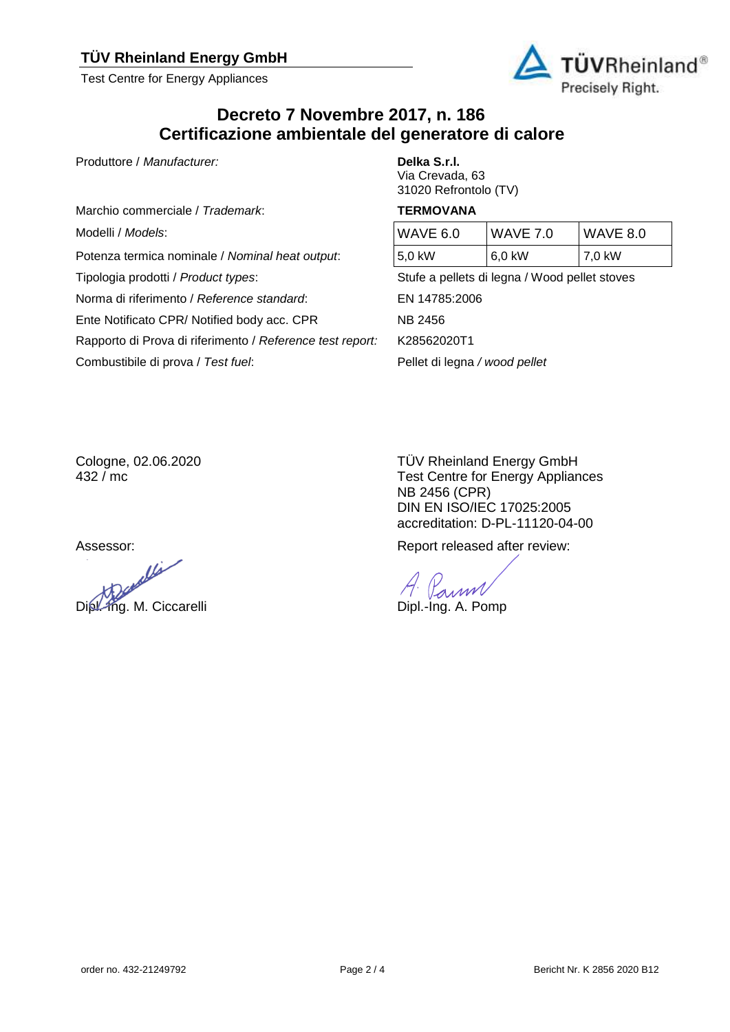**TÜV Rheinland Energy GmbH**

Test Centre for Energy Appliances

# Decreto 7 Novembre 2017, n. 186
# Certificazione ambientale del generatore di calore

| | | | |
|---|---|---|---|
| Produttore / *Manufacturer:* | **Delka S.r.l.**<br>Via Crevada, 63<br>31020 Refrontolo (TV) | | |
| Marchio commerciale / *Trademark*: | **TERMOVANA** | | |
| Modelli / *Models*: | WAVE 6.0 | WAVE 7.0 | WAVE 8.0 |
| Potenza termica nominale / *Nominal heat output*: | 5,0 kW | 6,0 kW | 7,0 kW |
| Tipologia prodotti / *Product types*: | Stufe a pellets di legna / Wood pellet stoves | | |
| Norma di riferimento / *Reference standard*: | EN 14785:2006 | | |
| Ente Notificato CPR/ Notified body acc. CPR | NB 2456 | | |
| Rapporto di Prova di riferimento / *Reference test report:* | K28562020T1 | | |
| Combustibile di prova / *Test fuel*: | Pellet di legna */ wood pellet* | | |

Cologne, 02.06.2020
432 / mc

TÜV Rheinland Energy GmbH
Test Centre for Energy Appliances
NB 2456 (CPR)
DIN EN ISO/IEC 17025:2005
accreditation: D-PL-11120-04-00

Assessor:

Dipl.-Ing. M. Ciccarelli

Report released after review:

Dipl.-Ing. A. Pomp

order no. 432-21249792

Bericht Nr. K 2856 2020 B12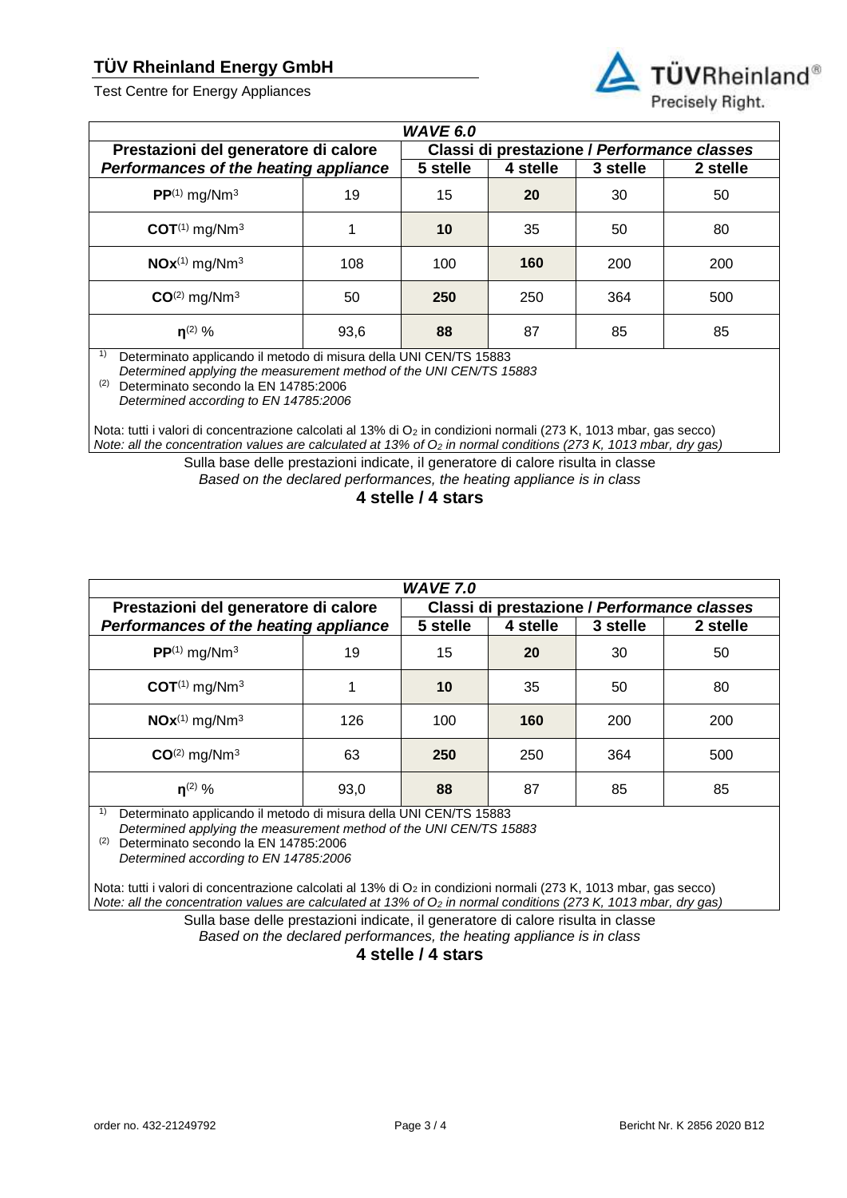| *WAVE 6.0* | | | | | |
|---|---|---|---|---|---|
| **Prestazioni del generatore di calore** / ***Performances of the heating appliance*** | | **Classi di prestazione /** ***Performance classes*** | | | |
| | | **5 stelle** | **4 stelle** | **3 stelle** | **2 stelle** |
| **PP**[1] mg/Nm³ | 19 | 15 | **20** | 30 | 50 |
| **COT**[1] mg/Nm³ | 1 | **10** | 35 | 50 | 80 |
| **NOx**[1] mg/Nm³ | 108 | 100 | **160** | 200 | 200 |
| **CO**[2] mg/Nm³ | 50 | **250** | 250 | 364 | 500 |
| **η**[2] % | 93,6 | **88** | 87 | 85 | 85 |

[1] Determinato applicando il metodo di misura della UNI CEN/TS 15883
*Determined applying the measurement method of the UNI CEN/TS 15883*
[2] Determinato secondo la EN 14785:2006
*Determined according to EN 14785:2006*

Nota: tutti i valori di concentrazione calcolati al 13% di $O_2$ in condizioni normali (273 K, 1013 mbar, gas secco)
*Note: all the concentration values are calculated at 13% of $O_2$ in normal conditions (273 K, 1013 mbar, dry gas)*

Sulla base delle prestazioni indicate, il generatore di calore risulta in classe
*Based on the declared performances, the heating appliance is in class*

**4 stelle / 4 stars**

| *WAVE 7.0* | | | | | |
|---|---|---|---|---|---|
| **Prestazioni del generatore di calore** / ***Performances of the heating appliance*** | | **Classi di prestazione /** ***Performance classes*** | | | |
| | | **5 stelle** | **4 stelle** | **3 stelle** | **2 stelle** |
| **PP**[1] mg/Nm³ | 19 | 15 | **20** | 30 | 50 |
| **COT**[1] mg/Nm³ | 1 | **10** | 35 | 50 | 80 |
| **NOx**[1] mg/Nm³ | 126 | 100 | **160** | 200 | 200 |
| **CO**[2] mg/Nm³ | 63 | **250** | 250 | 364 | 500 |
| **η**[2] % | 93,0 | **88** | 87 | 85 | 85 |

[1] Determinato applicando il metodo di misura della UNI CEN/TS 15883
*Determined applying the measurement method of the UNI CEN/TS 15883*
[2] Determinato secondo la EN 14785:2006
*Determined according to EN 14785:2006*

Nota: tutti i valori di concentrazione calcolati al 13% di $O_2$ in condizioni normali (273 K, 1013 mbar, gas secco)
*Note: all the concentration values are calculated at 13% of $O_2$ in normal conditions (273 K, 1013 mbar, dry gas)*

Sulla base delle prestazioni indicate, il generatore di calore risulta in classe
*Based on the declared performances, the heating appliance is in class*

**4 stelle / 4 stars**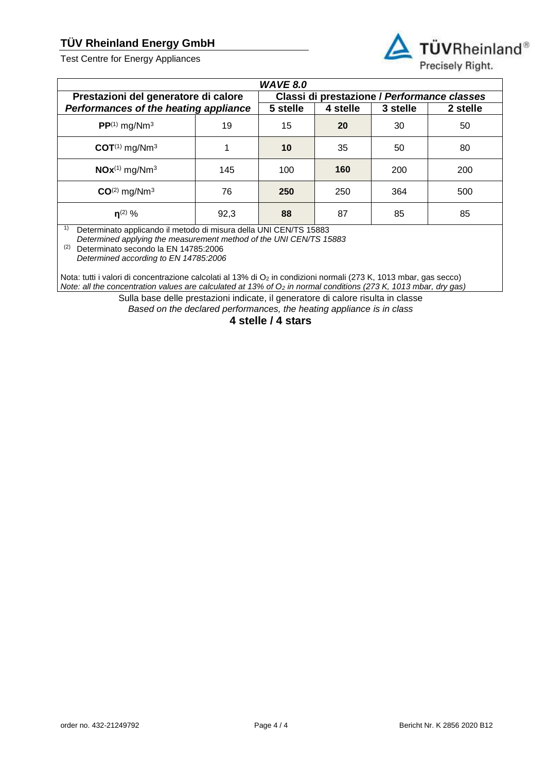| *WAVE 8.0* | | | | | |
|---|---|---|---|---|---|
| **Prestazioni del generatore di calore** / ***Performances of the heating appliance*** | | **Classi di prestazione /** ***Performance classes*** | | | |
| | | **5 stelle** | **4 stelle** | **3 stelle** | **2 stelle** |
| **PP**[1] mg/Nm³ | 19 | 15 | **20** | 30 | 50 |
| **COT**[1] mg/Nm³ | 1 | **10** | 35 | 50 | 80 |
| **NOx**[1] mg/Nm³ | 145 | 100 | **160** | 200 | 200 |
| **CO**[2] mg/Nm³ | 76 | **250** | 250 | 364 | 500 |
| **η**[2] % | 92,3 | **88** | 87 | 85 | 85 |

[1] Determinato applicando il metodo di misura della UNI CEN/TS 15883
*Determined applying the measurement method of the UNI CEN/TS 15883*

[2] Determinato secondo la EN 14785:2006
*Determined according to EN 14785:2006*

Nota: tutti i valori di concentrazione calcolati al 13% di $O_2$ in condizioni normali (273 K, 1013 mbar, gas secco)
*Note: all the concentration values are calculated at 13% of $O_2$ in normal conditions (273 K, 1013 mbar, dry gas)*

Sulla base delle prestazioni indicate, il generatore di calore risulta in classe
*Based on the declared performances, the heating appliance is in class*

**4 stelle / 4 stars**